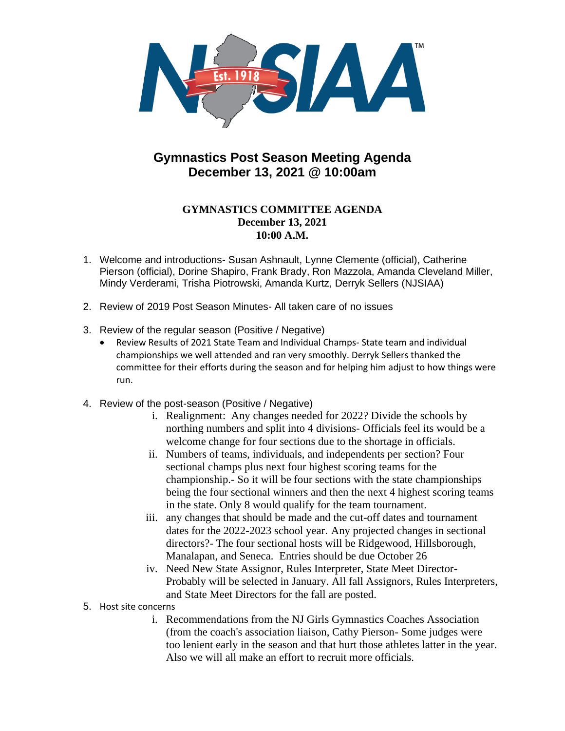# Gymnastics Post Season Meeting Agenda
# December 13, 2021 @ 10:00am

**GYMNASTICS COMMITTEE AGENDA**
**December 13, 2021**
**10:00 A.M.**

1. Welcome and introductions- Susan Ashnault, Lynne Clemente (official), Catherine Pierson (official), Dorine Shapiro, Frank Brady, Ron Mazzola, Amanda Cleveland Miller, Mindy Verderami, Trisha Piotrowski, Amanda Kurtz, Derryk Sellers (NJSIAA)

2. Review of 2019 Post Season Minutes- All taken care of no issues

3. Review of the regular season (Positive / Negative)
   - Review Results of 2021 State Team and Individual Champs- State team and individual championships we well attended and ran very smoothly. Derryk Sellers thanked the committee for their efforts during the season and for helping him adjust to how things were run.

4. Review of the post-season (Positive / Negative)
   i. Realignment: Any changes needed for 2022? Divide the schools by northing numbers and split into 4 divisions- Officials feel its would be a welcome change for four sections due to the shortage in officials.
   ii. Numbers of teams, individuals, and independents per section? Four sectional champs plus next four highest scoring teams for the championship.- So it will be four sections with the state championships being the four sectional winners and then the next 4 highest scoring teams in the state. Only 8 would qualify for the team tournament.
   iii. any changes that should be made and the cut-off dates and tournament dates for the 2022-2023 school year. Any projected changes in sectional directors?- The four sectional hosts will be Ridgewood, Hillsborough, Manalapan, and Seneca. Entries should be due October 26
   iv. Need New State Assignor, Rules Interpreter, State Meet Director- Probably will be selected in January. All fall Assignors, Rules Interpreters, and State Meet Directors for the fall are posted.

5. Host site concerns
   i. Recommendations from the NJ Girls Gymnastics Coaches Association (from the coach's association liaison, Cathy Pierson- Some judges were too lenient early in the season and that hurt those athletes latter in the year. Also we will all make an effort to recruit more officials.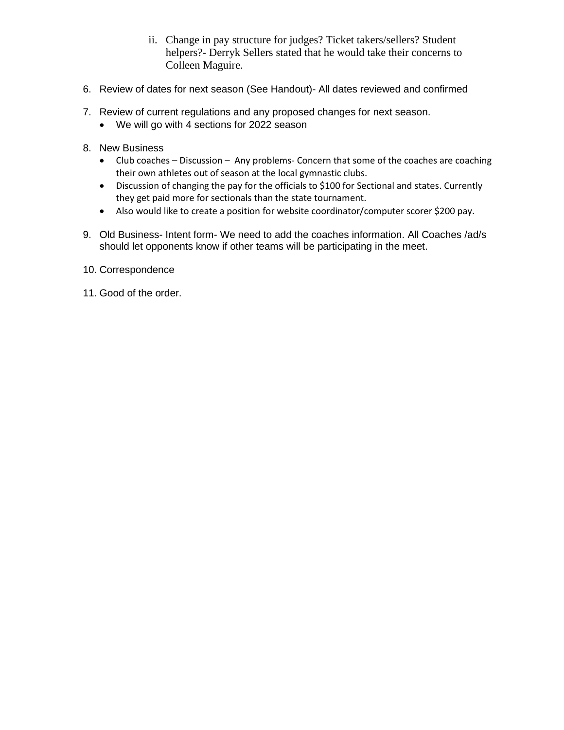ii. Change in pay structure for judges? Ticket takers/sellers? Student helpers?- Derryk Sellers stated that he would take their concerns to Colleen Maguire.

6. Review of dates for next season (See Handout)- All dates reviewed and confirmed

7. Review of current regulations and any proposed changes for next season.
   - We will go with 4 sections for 2022 season

8. New Business
   - Club coaches – Discussion – Any problems- Concern that some of the coaches are coaching their own athletes out of season at the local gymnastic clubs.
   - Discussion of changing the pay for the officials to $100 for Sectional and states. Currently they get paid more for sectionals than the state tournament.
   - Also would like to create a position for website coordinator/computer scorer $200 pay.

9. Old Business- Intent form- We need to add the coaches information. All Coaches /ad/s should let opponents know if other teams will be participating in the meet.

10. Correspondence

11. Good of the order.